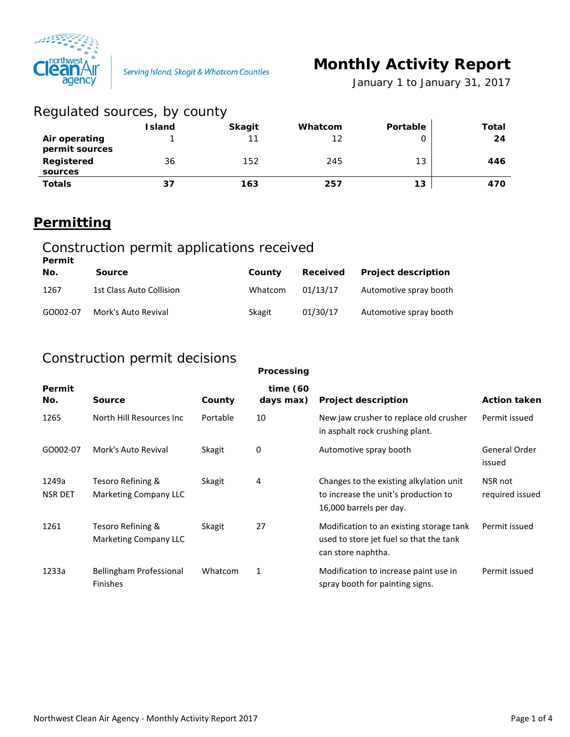Serving Island, Skagit & Whatcom Counties

# Monthly Activity Report

January 1 to January 31, 2017

## Regulated sources, by county

| | Island | Skagit | Whatcom | Portable | Total |
|---|---|---|---|---|---|
| **Air operating permit sources** | 1 | 11 | 12 | 0 | **24** |
| **Registered sources** | 36 | 152 | 245 | 13 | **446** |
| **Totals** | **37** | **163** | **257** | **13** | **470** |

## Permitting

### Construction permit applications received

| Permit No. | Source | County | Received | Project description |
|---|---|---|---|---|
| 1267 | 1st Class Auto Collision | Whatcom | 01/13/17 | Automotive spray booth |
| GO002-07 | Mork's Auto Revival | Skagit | 01/30/17 | Automotive spray booth |

### Construction permit decisions

| Permit No. | Source | County | Processing time (60 days max) | Project description | Action taken |
|---|---|---|---|---|---|
| 1265 | North Hill Resources Inc | Portable | 10 | New jaw crusher to replace old crusher in asphalt rock crushing plant. | Permit issued |
| GO002-07 | Mork's Auto Revival | Skagit | 0 | Automotive spray booth | General Order issued |
| 1249a NSR DET | Tesoro Refining & Marketing Company LLC | Skagit | 4 | Changes to the existing alkylation unit to increase the unit's production to 16,000 barrels per day. | NSR not required issued |
| 1261 | Tesoro Refining & Marketing Company LLC | Skagit | 27 | Modification to an existing storage tank used to store jet fuel so that the tank can store naphtha. | Permit issued |
| 1233a | Bellingham Professional Finishes | Whatcom | 1 | Modification to increase paint use in spray booth for painting signs. | Permit issued |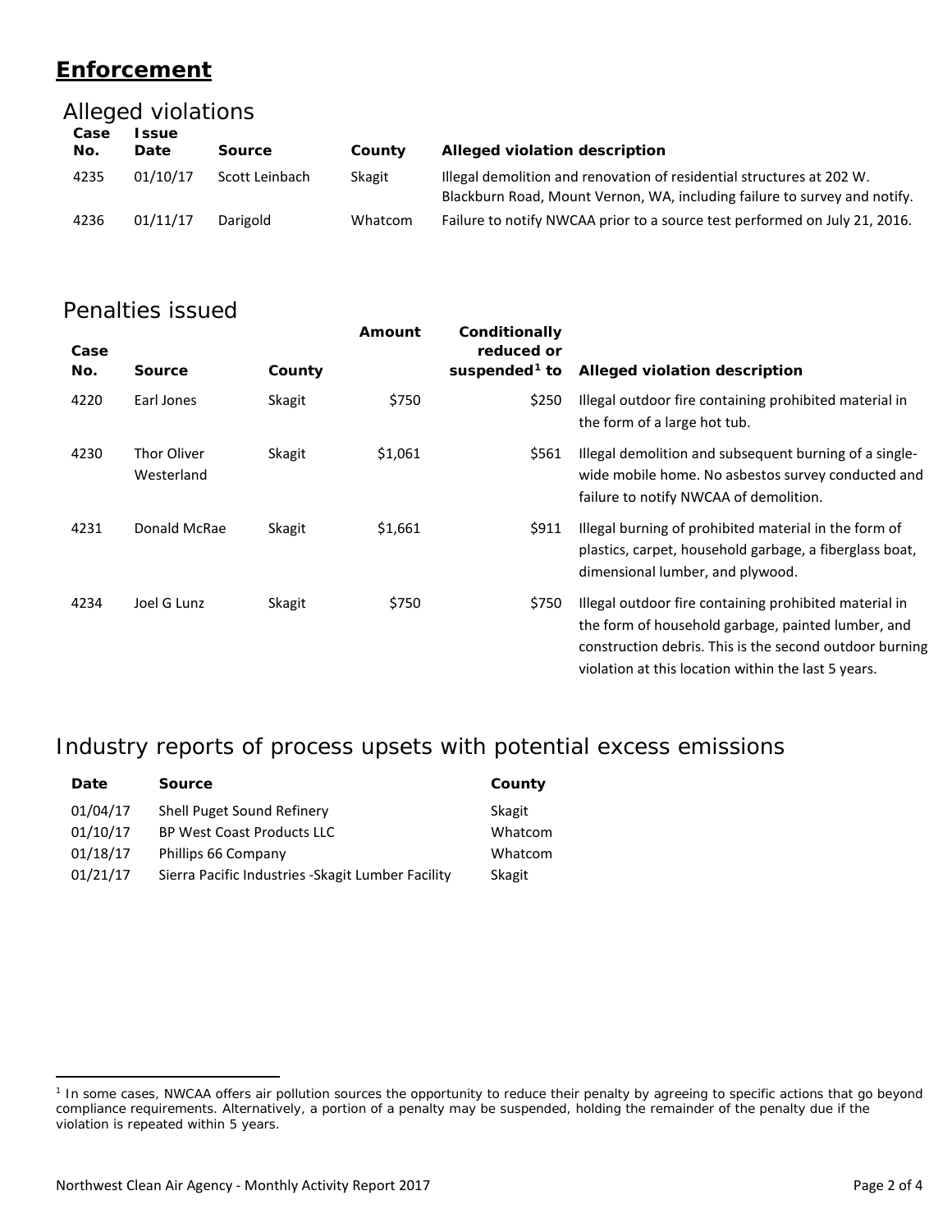# Enforcement

## Alleged violations

| Case No. | Issue Date | Source | County | Alleged violation description |
|---|---|---|---|---|
| 4235 | 01/10/17 | Scott Leinbach | Skagit | Illegal demolition and renovation of residential structures at 202 W. Blackburn Road, Mount Vernon, WA, including failure to survey and notify. |
| 4236 | 01/11/17 | Darigold | Whatcom | Failure to notify NWCAA prior to a source test performed on July 21, 2016. |

## Penalties issued

| Case No. | Source | County | Amount | Conditionally reduced or suspended[1] to | Alleged violation description |
|---|---|---|---|---|---|
| 4220 | Earl Jones | Skagit | $750 | $250 | Illegal outdoor fire containing prohibited material in the form of a large hot tub. |
| 4230 | Thor Oliver Westerland | Skagit | $1,061 | $561 | Illegal demolition and subsequent burning of a single-wide mobile home. No asbestos survey conducted and failure to notify NWCAA of demolition. |
| 4231 | Donald McRae | Skagit | $1,661 | $911 | Illegal burning of prohibited material in the form of plastics, carpet, household garbage, a fiberglass boat, dimensional lumber, and plywood. |
| 4234 | Joel G Lunz | Skagit | $750 | $750 | Illegal outdoor fire containing prohibited material in the form of household garbage, painted lumber, and construction debris. This is the second outdoor burning violation at this location within the last 5 years. |

## Industry reports of process upsets with potential excess emissions

| Date | Source | County |
|---|---|---|
| 01/04/17 | Shell Puget Sound Refinery | Skagit |
| 01/10/17 | BP West Coast Products LLC | Whatcom |
| 01/18/17 | Phillips 66 Company | Whatcom |
| 01/21/17 | Sierra Pacific Industries -Skagit Lumber Facility | Skagit |

[1] In some cases, NWCAA offers air pollution sources the opportunity to reduce their penalty by agreeing to specific actions that go beyond compliance requirements. Alternatively, a portion of a penalty may be suspended, holding the remainder of the penalty due if the violation is repeated within 5 years.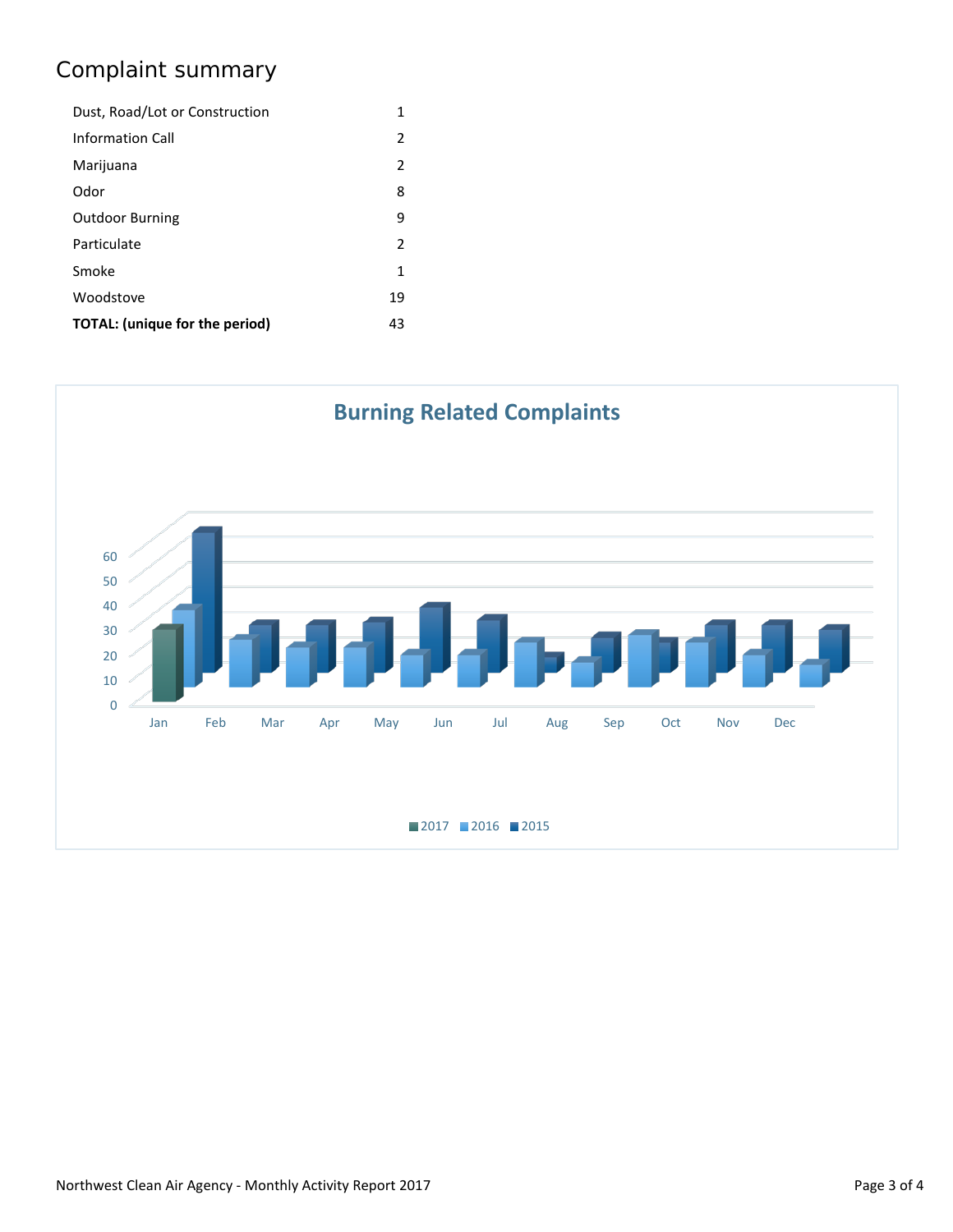## Complaint summary

| | |
|---|---|
| Dust, Road/Lot or Construction | 1 |
| Information Call | 2 |
| Marijuana | 2 |
| Odor | 8 |
| Outdoor Burning | 9 |
| Particulate | 2 |
| Smoke | 1 |
| Woodstove | 19 |
| **TOTAL: (unique for the period)** | 43 |

**Burning Related Complaints**

60
50
40
30
20
10
0

Jan Feb Mar Apr May Jun Jul Aug Sep Oct Nov Dec

2017 2016 2015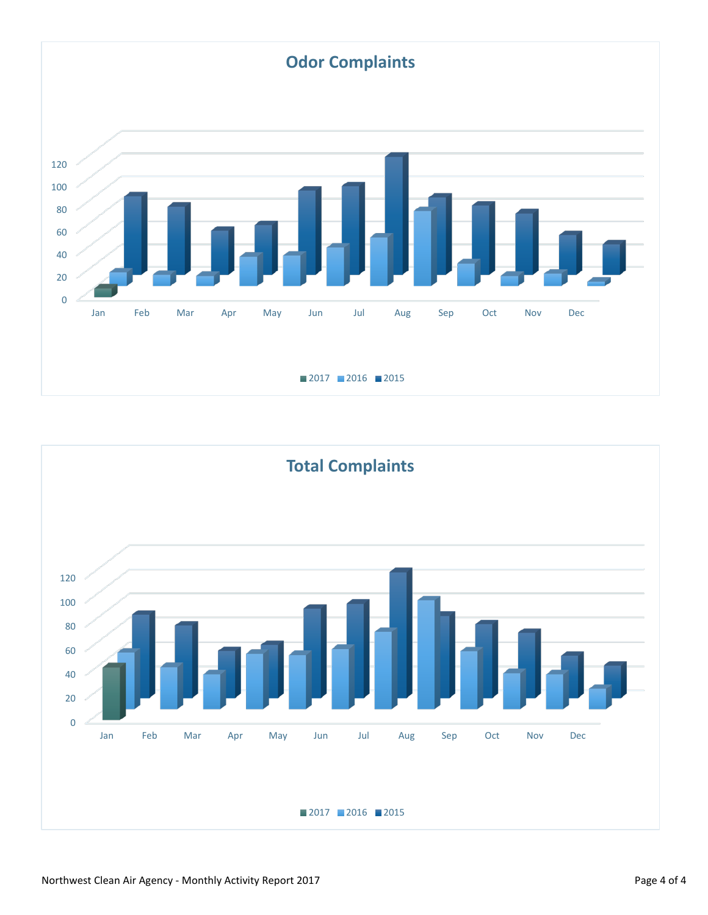## Odor Complaints

120
100
80
60
40
20
0

Jan Feb Mar Apr May Jun Jul Aug Sep Oct Nov Dec

2017 2016 2015

## Total Complaints

120
100
80
60
40
20
0

Jan Feb Mar Apr May Jun Jul Aug Sep Oct Nov Dec

2017 2016 2015